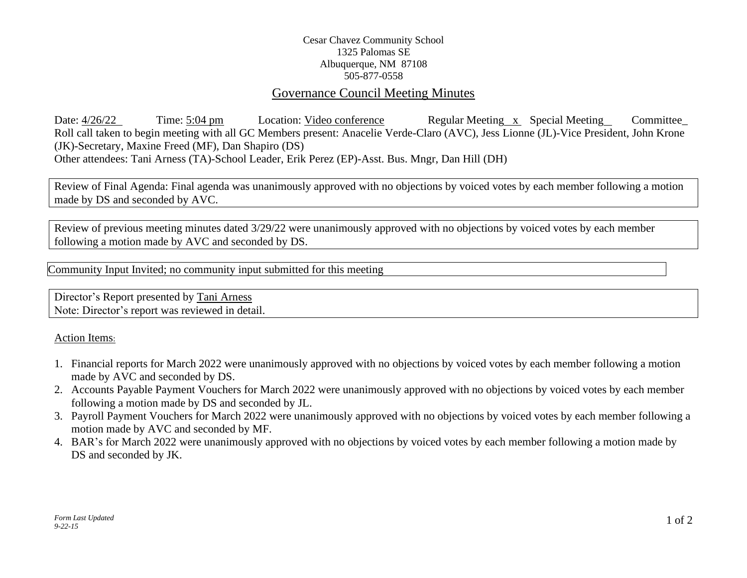Cesar Chavez Community School
1325 Palomas SE
Albuquerque, NM 87108
505-877-0558

# Governance Council Meeting Minutes

Date: 4/26/22 Time: 5:04 pm Location: Video conference Regular Meeting x Special Meeting__ Committee_

Roll call taken to begin meeting with all GC Members present: Anacelie Verde-Claro (AVC), Jess Lionne (JL)-Vice President, John Krone (JK)-Secretary, Maxine Freed (MF), Dan Shapiro (DS)

Other attendees: Tani Arness (TA)-School Leader, Erik Perez (EP)-Asst. Bus. Mngr, Dan Hill (DH)

Review of Final Agenda: Final agenda was unanimously approved with no objections by voiced votes by each member following a motion made by DS and seconded by AVC.

Review of previous meeting minutes dated 3/29/22 were unanimously approved with no objections by voiced votes by each member following a motion made by AVC and seconded by DS.

Community Input Invited; no community input submitted for this meeting

Director's Report presented by Tani Arness
Note: Director's report was reviewed in detail.

Action Items:

1. Financial reports for March 2022 were unanimously approved with no objections by voiced votes by each member following a motion made by AVC and seconded by DS.
2. Accounts Payable Payment Vouchers for March 2022 were unanimously approved with no objections by voiced votes by each member following a motion made by DS and seconded by JL.
3. Payroll Payment Vouchers for March 2022 were unanimously approved with no objections by voiced votes by each member following a motion made by AVC and seconded by MF.
4. BAR's for March 2022 were unanimously approved with no objections by voiced votes by each member following a motion made by DS and seconded by JK.

*Form Last Updated 9-22-15*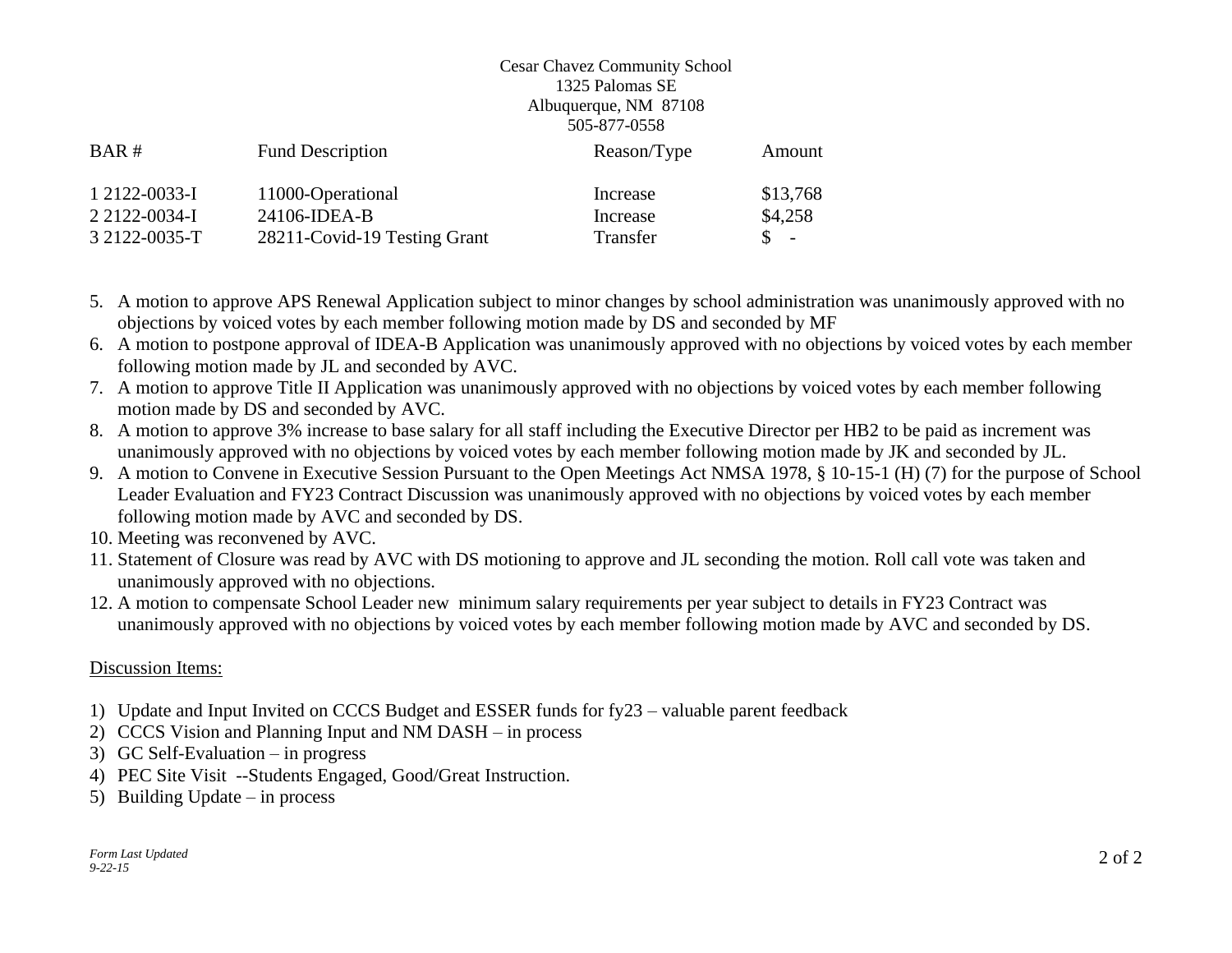Cesar Chavez Community School
1325 Palomas SE
Albuquerque, NM 87108
505-877-0558

| BAR # | Fund Description | Reason/Type | Amount |
|---|---|---|---|
| 1 2122-0033-I | 11000-Operational | Increase | $13,768 |
| 2 2122-0034-I | 24106-IDEA-B | Increase | $4,258 |
| 3 2122-0035-T | 28211-Covid-19 Testing Grant | Transfer | $ - |

5. A motion to approve APS Renewal Application subject to minor changes by school administration was unanimously approved with no objections by voiced votes by each member following motion made by DS and seconded by MF
6. A motion to postpone approval of IDEA-B Application was unanimously approved with no objections by voiced votes by each member following motion made by JL and seconded by AVC.
7. A motion to approve Title II Application was unanimously approved with no objections by voiced votes by each member following motion made by DS and seconded by AVC.
8. A motion to approve 3% increase to base salary for all staff including the Executive Director per HB2 to be paid as increment was unanimously approved with no objections by voiced votes by each member following motion made by JK and seconded by JL.
9. A motion to Convene in Executive Session Pursuant to the Open Meetings Act NMSA 1978, § 10-15-1 (H) (7) for the purpose of School Leader Evaluation and FY23 Contract Discussion was unanimously approved with no objections by voiced votes by each member following motion made by AVC and seconded by DS.
10. Meeting was reconvened by AVC.
11. Statement of Closure was read by AVC with DS motioning to approve and JL seconding the motion. Roll call vote was taken and unanimously approved with no objections.
12. A motion to compensate School Leader new minimum salary requirements per year subject to details in FY23 Contract was unanimously approved with no objections by voiced votes by each member following motion made by AVC and seconded by DS.

Discussion Items:

1) Update and Input Invited on CCCS Budget and ESSER funds for fy23 – valuable parent feedback
2) CCCS Vision and Planning Input and NM DASH – in process
3) GC Self-Evaluation – in progress
4) PEC Site Visit --Students Engaged, Good/Great Instruction.
5) Building Update – in process

*Form Last Updated 9-22-15*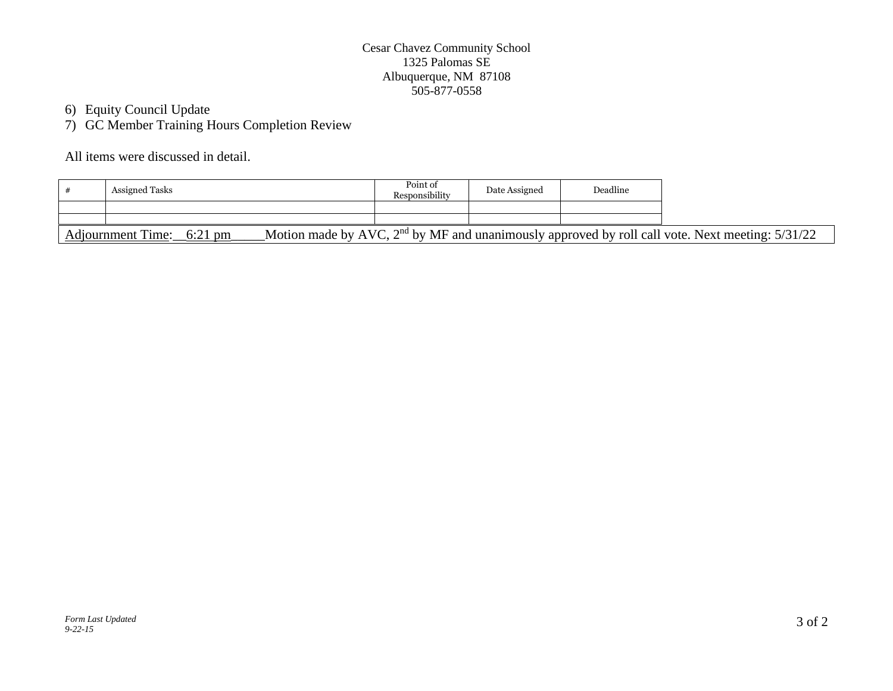Cesar Chavez Community School
1325 Palomas SE
Albuquerque, NM 87108
505-877-0558

6) Equity Council Update
7) GC Member Training Hours Completion Review

All items were discussed in detail.

| # | Assigned Tasks | Point of Responsibility | Date Assigned | Deadline |
|---|---|---|---|---|
| | | | | |
| | | | | |

Adjournment Time: __6:21 pm_____Motion made by AVC, 2nd by MF and unanimously approved by roll call vote. Next meeting: 5/31/22

*Form Last Updated 9-22-15*